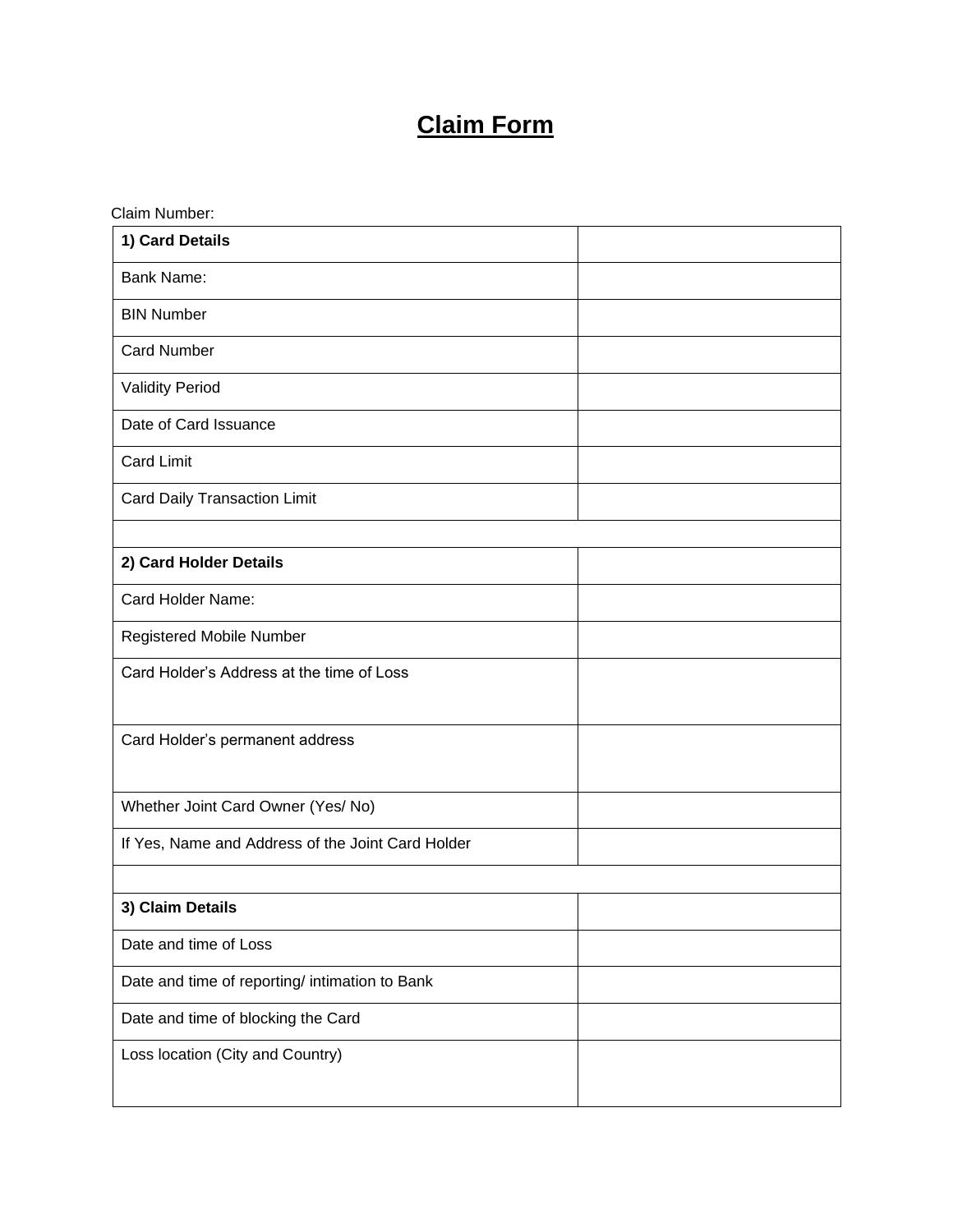# Claim Form

Claim Number:

| **1) Card Details** | |
|---|---|
| Bank Name: | |
| BIN Number | |
| Card Number | |
| Validity Period | |
| Date of Card Issuance | |
| Card Limit | |
| Card Daily Transaction Limit | |
| | |
| **2) Card Holder Details** | |
| Card Holder Name: | |
| Registered Mobile Number | |
| Card Holder's Address at the time of Loss | |
| Card Holder's permanent address | |
| Whether Joint Card Owner (Yes/ No) | |
| If Yes, Name and Address of the Joint Card Holder | |
| | |
| **3) Claim Details** | |
| Date and time of Loss | |
| Date and time of reporting/ intimation to Bank | |
| Date and time of blocking the Card | |
| Loss location (City and Country) | |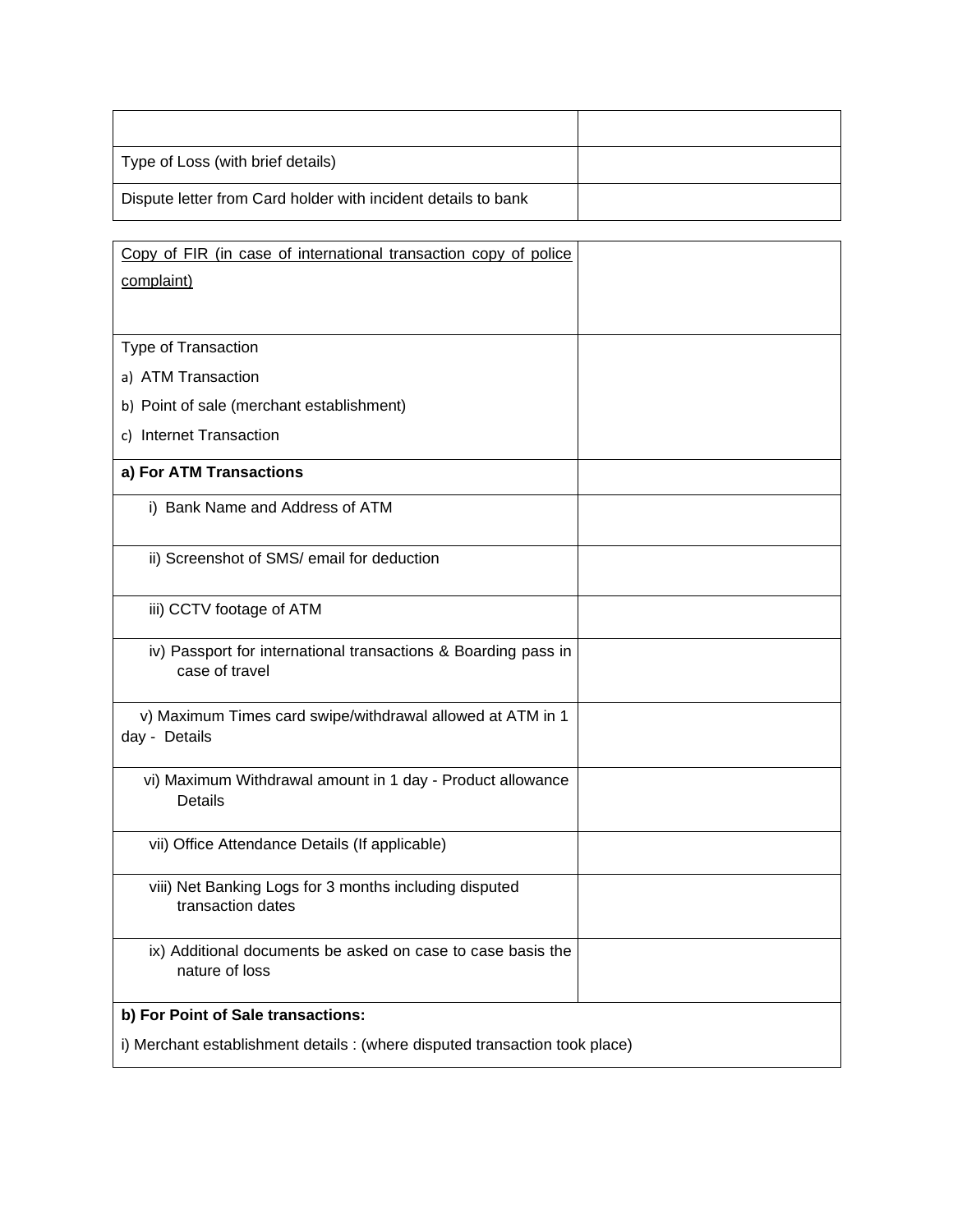| | |
|---|---|
| Type of Loss (with brief details) | |
| Dispute letter from Card holder with incident details to bank | |

| | |
|---|---|
| <u>Copy of FIR (in case of international transaction copy of police complaint)</u> | |
| Type of Transaction<br>a) ATM Transaction<br>b) Point of sale (merchant establishment)<br>c) Internet Transaction | |
| **a) For ATM Transactions** | |
| i) Bank Name and Address of ATM | |
| ii) Screenshot of SMS/ email for deduction | |
| iii) CCTV footage of ATM | |
| iv) Passport for international transactions & Boarding pass in case of travel | |
| v) Maximum Times card swipe/withdrawal allowed at ATM in 1 day - Details | |
| vi) Maximum Withdrawal amount in 1 day - Product allowance Details | |
| vii) Office Attendance Details (If applicable) | |
| viii) Net Banking Logs for 3 months including disputed transaction dates | |
| ix) Additional documents be asked on case to case basis the nature of loss | |
| **b) For Point of Sale transactions:**<br>i) Merchant establishment details : (where disputed transaction took place) | |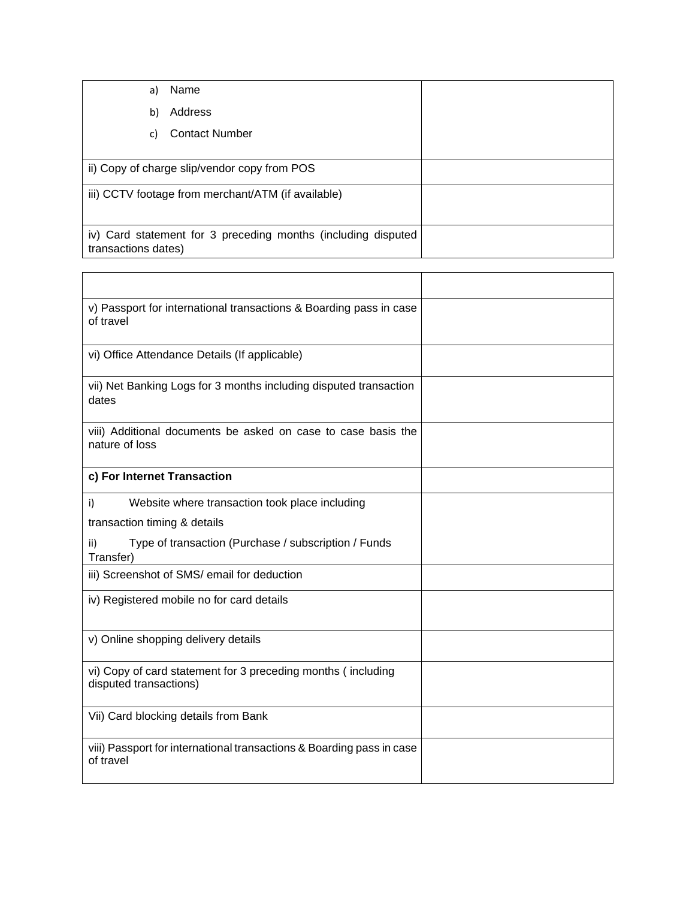| | |
|---|---|
| a) Name<br>b) Address<br>c) Contact Number | |
| ii) Copy of charge slip/vendor copy from POS | |
| iii) CCTV footage from merchant/ATM (if available) | |
| iv) Card statement for 3 preceding months (including disputed transactions dates) | |

| | |
|---|---|
| v) Passport for international transactions & Boarding pass in case of travel | |
| vi) Office Attendance Details (If applicable) | |
| vii) Net Banking Logs for 3 months including disputed transaction dates | |
| viii) Additional documents be asked on case to case basis the nature of loss | |
| **c) For Internet Transaction** | |
| i) Website where transaction took place including transaction timing & details<br>ii) Type of transaction (Purchase / subscription / Funds Transfer) | |
| iii) Screenshot of SMS/ email for deduction | |
| iv) Registered mobile no for card details | |
| v) Online shopping delivery details | |
| vi) Copy of card statement for 3 preceding months ( including disputed transactions) | |
| Vii) Card blocking details from Bank | |
| viii) Passport for international transactions & Boarding pass in case of travel | |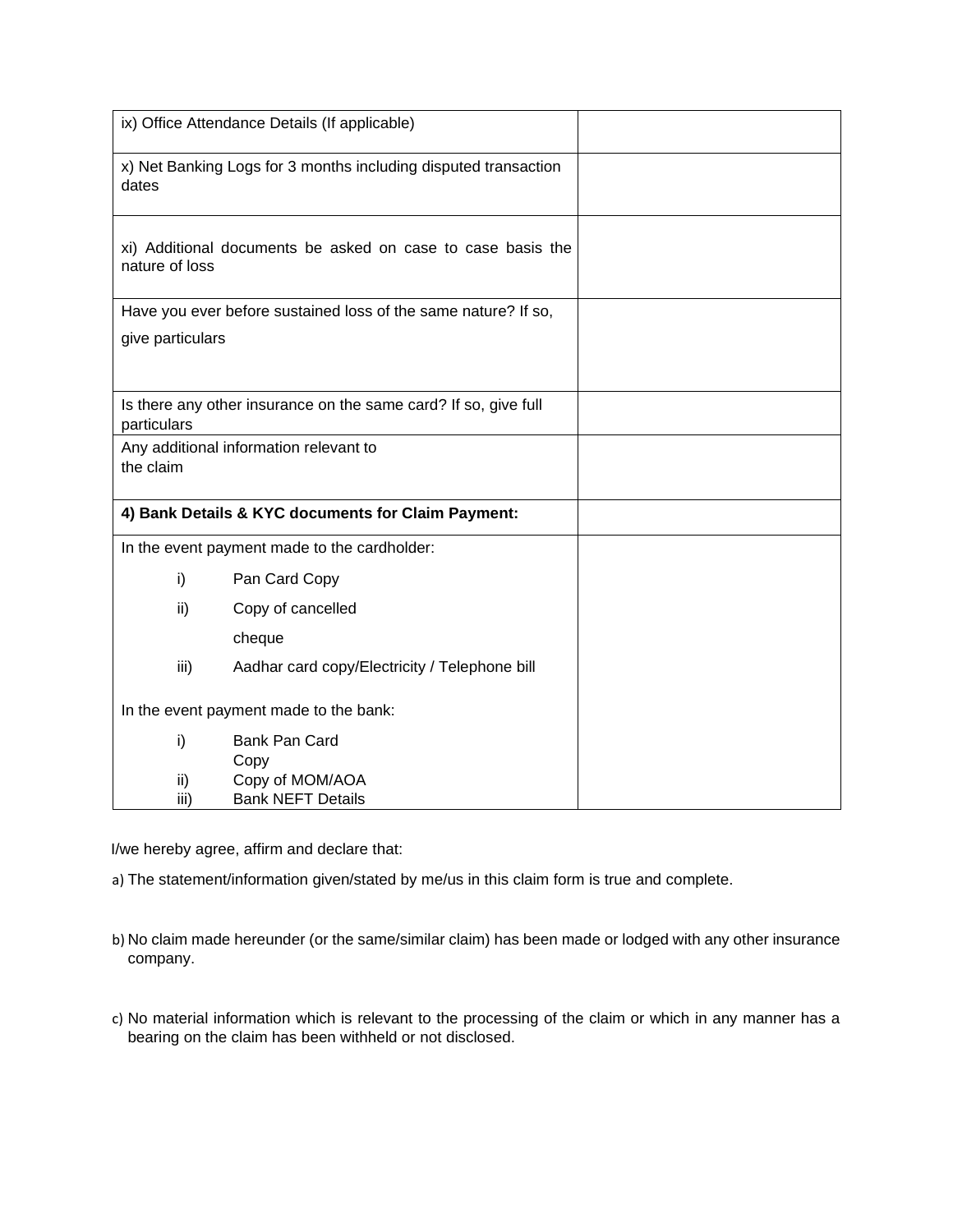| | |
|---|---|
| ix) Office Attendance Details (If applicable) | |
| x) Net Banking Logs for 3 months including disputed transaction dates | |
| xi) Additional documents be asked on case to case basis the nature of loss | |
| Have you ever before sustained loss of the same nature? If so, give particulars | |
| Is there any other insurance on the same card? If so, give full particulars | |
| Any additional information relevant to the claim | |
| **4) Bank Details & KYC documents for Claim Payment:** | |
| In the event payment made to the cardholder:<br>i) Pan Card Copy<br>ii) Copy of cancelled cheque<br>iii) Aadhar card copy/Electricity / Telephone bill<br><br>In the event payment made to the bank:<br>i) Bank Pan Card Copy<br>ii) Copy of MOM/AOA<br>iii) Bank NEFT Details | |

I/we hereby agree, affirm and declare that:

a) The statement/information given/stated by me/us in this claim form is true and complete.

b) No claim made hereunder (or the same/similar claim) has been made or lodged with any other insurance company.

c) No material information which is relevant to the processing of the claim or which in any manner has a bearing on the claim has been withheld or not disclosed.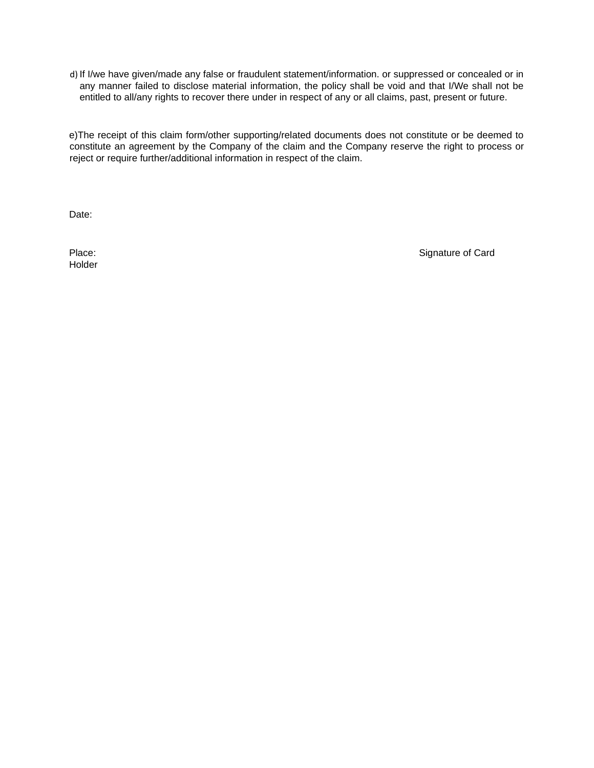d) If I/we have given/made any false or fraudulent statement/information. or suppressed or concealed or in any manner failed to disclose material information, the policy shall be void and that I/We shall not be entitled to all/any rights to recover there under in respect of any or all claims, past, present or future.

e)The receipt of this claim form/other supporting/related documents does not constitute or be deemed to constitute an agreement by the Company of the claim and the Company reserve the right to process or reject or require further/additional information in respect of the claim.

Date:

Place: Signature of Card Holder